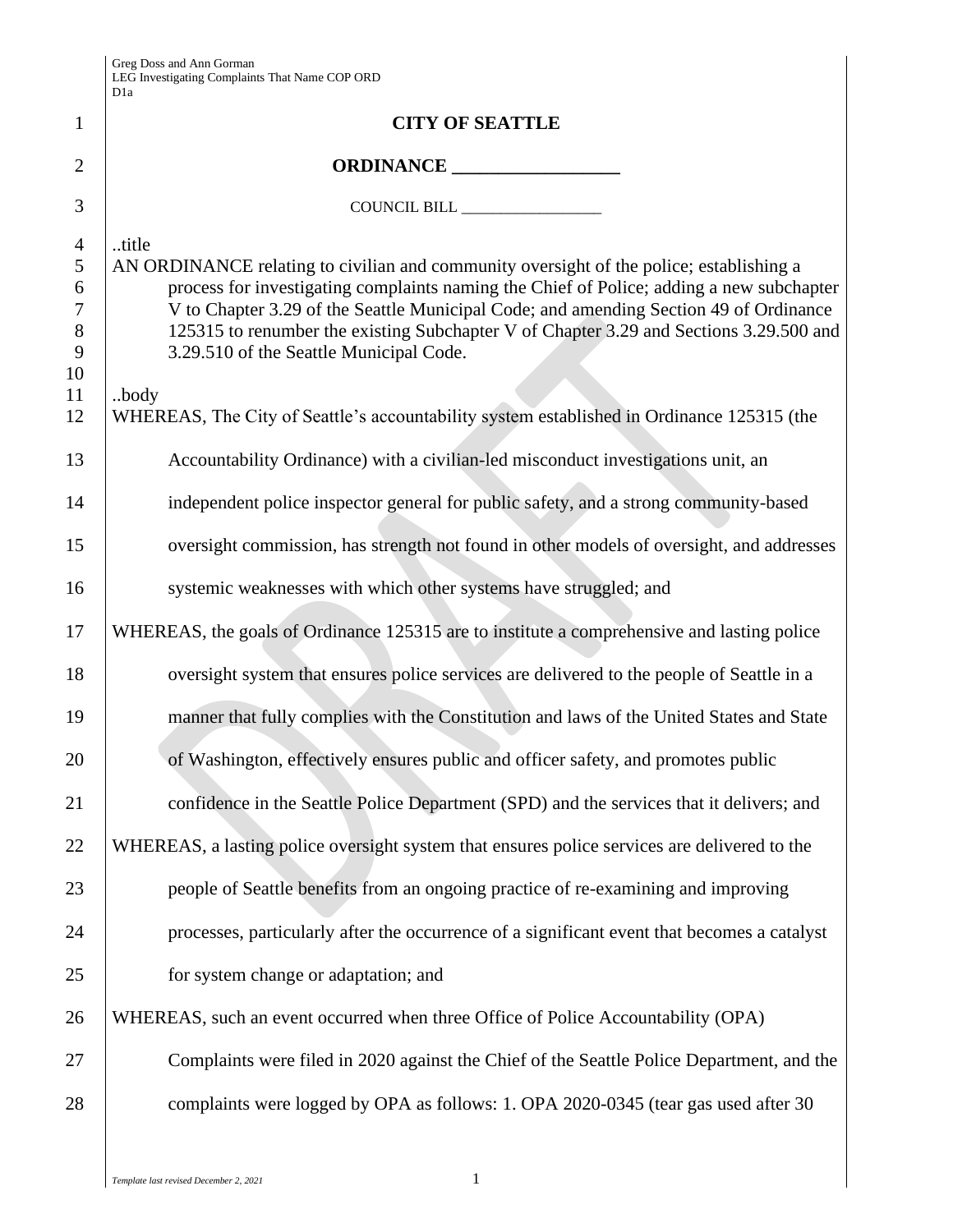Greg Doss and Ann Gorman
LEG Investigating Complaints That Name COP ORD
D1a

# CITY OF SEATTLE

## ORDINANCE __________________

COUNCIL BILL __________________

..title
AN ORDINANCE relating to civilian and community oversight of the police; establishing a process for investigating complaints naming the Chief of Police; adding a new subchapter V to Chapter 3.29 of the Seattle Municipal Code; and amending Section 49 of Ordinance 125315 to renumber the existing Subchapter V of Chapter 3.29 and Sections 3.29.500 and 3.29.510 of the Seattle Municipal Code.

..body
WHEREAS, The City of Seattle's accountability system established in Ordinance 125315 (the Accountability Ordinance) with a civilian-led misconduct investigations unit, an independent police inspector general for public safety, and a strong community-based oversight commission, has strength not found in other models of oversight, and addresses systemic weaknesses with which other systems have struggled; and

WHEREAS, the goals of Ordinance 125315 are to institute a comprehensive and lasting police oversight system that ensures police services are delivered to the people of Seattle in a manner that fully complies with the Constitution and laws of the United States and State of Washington, effectively ensures public and officer safety, and promotes public confidence in the Seattle Police Department (SPD) and the services that it delivers; and

WHEREAS, a lasting police oversight system that ensures police services are delivered to the people of Seattle benefits from an ongoing practice of re-examining and improving processes, particularly after the occurrence of a significant event that becomes a catalyst for system change or adaptation; and

WHEREAS, such an event occurred when three Office of Police Accountability (OPA) Complaints were filed in 2020 against the Chief of the Seattle Police Department, and the complaints were logged by OPA as follows: 1. OPA 2020-0345 (tear gas used after 30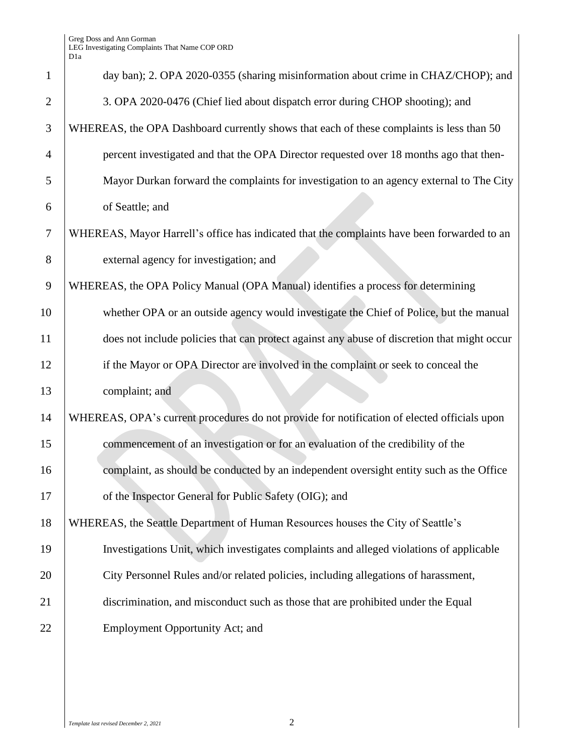day ban); 2. OPA 2020-0355 (sharing misinformation about crime in CHAZ/CHOP); and 3. OPA 2020-0476 (Chief lied about dispatch error during CHOP shooting); and

WHEREAS, the OPA Dashboard currently shows that each of these complaints is less than 50 percent investigated and that the OPA Director requested over 18 months ago that then-Mayor Durkan forward the complaints for investigation to an agency external to The City of Seattle; and

WHEREAS, Mayor Harrell's office has indicated that the complaints have been forwarded to an external agency for investigation; and

WHEREAS, the OPA Policy Manual (OPA Manual) identifies a process for determining whether OPA or an outside agency would investigate the Chief of Police, but the manual does not include policies that can protect against any abuse of discretion that might occur if the Mayor or OPA Director are involved in the complaint or seek to conceal the complaint; and

WHEREAS, OPA's current procedures do not provide for notification of elected officials upon commencement of an investigation or for an evaluation of the credibility of the complaint, as should be conducted by an independent oversight entity such as the Office of the Inspector General for Public Safety (OIG); and

WHEREAS, the Seattle Department of Human Resources houses the City of Seattle's Investigations Unit, which investigates complaints and alleged violations of applicable City Personnel Rules and/or related policies, including allegations of harassment, discrimination, and misconduct such as those that are prohibited under the Equal Employment Opportunity Act; and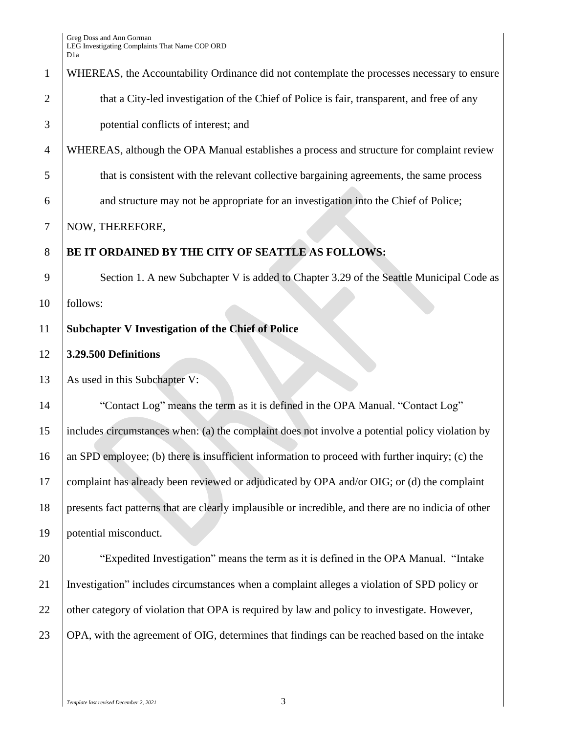WHEREAS, the Accountability Ordinance did not contemplate the processes necessary to ensure that a City-led investigation of the Chief of Police is fair, transparent, and free of any potential conflicts of interest; and

WHEREAS, although the OPA Manual establishes a process and structure for complaint review that is consistent with the relevant collective bargaining agreements, the same process and structure may not be appropriate for an investigation into the Chief of Police;

NOW, THEREFORE,

**BE IT ORDAINED BY THE CITY OF SEATTLE AS FOLLOWS:**

Section 1. A new Subchapter V is added to Chapter 3.29 of the Seattle Municipal Code as follows:

**Subchapter V Investigation of the Chief of Police**

**3.29.500 Definitions**

As used in this Subchapter V:

"Contact Log" means the term as it is defined in the OPA Manual. "Contact Log" includes circumstances when: (a) the complaint does not involve a potential policy violation by an SPD employee; (b) there is insufficient information to proceed with further inquiry; (c) the complaint has already been reviewed or adjudicated by OPA and/or OIG; or (d) the complaint presents fact patterns that are clearly implausible or incredible, and there are no indicia of other potential misconduct.

"Expedited Investigation" means the term as it is defined in the OPA Manual. "Intake Investigation" includes circumstances when a complaint alleges a violation of SPD policy or other category of violation that OPA is required by law and policy to investigate. However, OPA, with the agreement of OIG, determines that findings can be reached based on the intake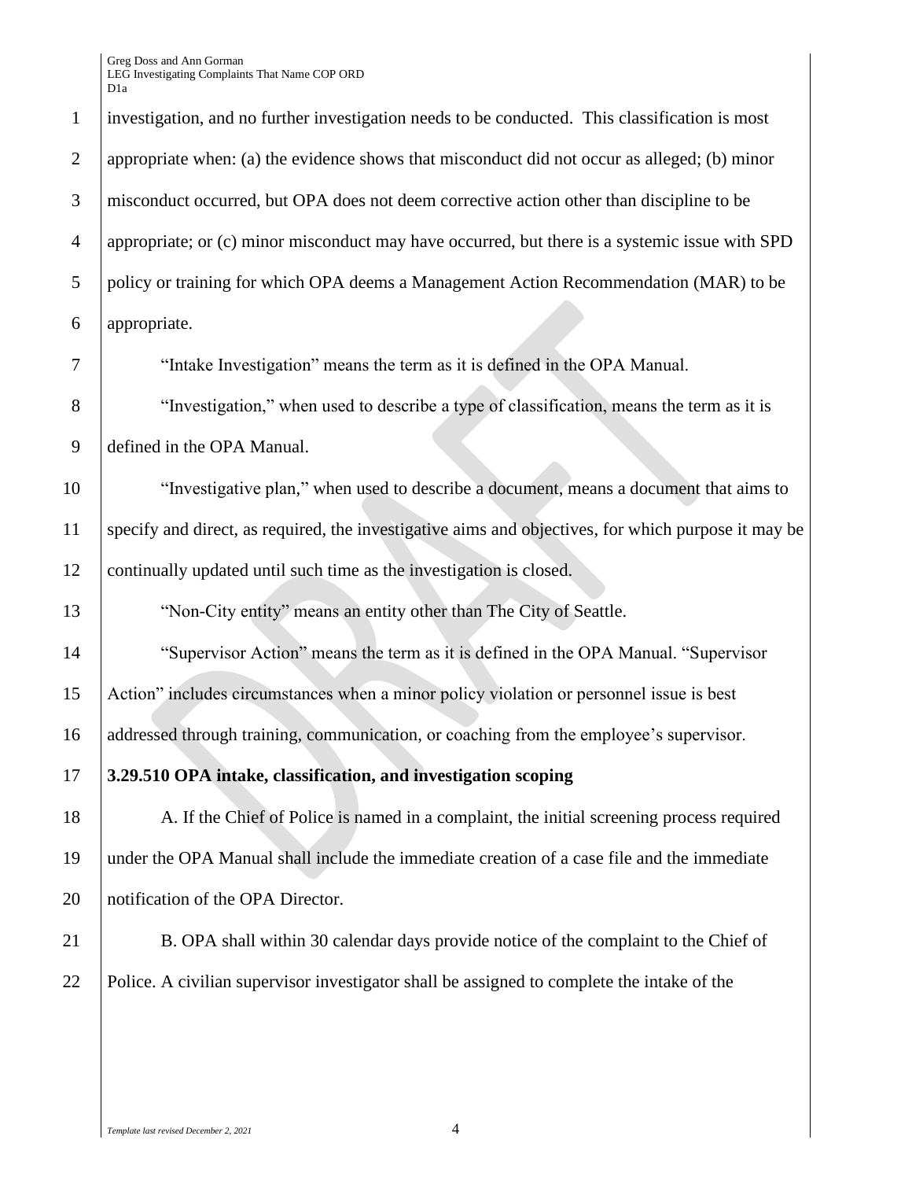investigation, and no further investigation needs to be conducted. This classification is most appropriate when: (a) the evidence shows that misconduct did not occur as alleged; (b) minor misconduct occurred, but OPA does not deem corrective action other than discipline to be appropriate; or (c) minor misconduct may have occurred, but there is a systemic issue with SPD policy or training for which OPA deems a Management Action Recommendation (MAR) to be appropriate.

"Intake Investigation" means the term as it is defined in the OPA Manual.

"Investigation," when used to describe a type of classification, means the term as it is defined in the OPA Manual.

"Investigative plan," when used to describe a document, means a document that aims to specify and direct, as required, the investigative aims and objectives, for which purpose it may be continually updated until such time as the investigation is closed.

"Non-City entity" means an entity other than The City of Seattle.

"Supervisor Action" means the term as it is defined in the OPA Manual. "Supervisor Action" includes circumstances when a minor policy violation or personnel issue is best addressed through training, communication, or coaching from the employee's supervisor.

**3.29.510 OPA intake, classification, and investigation scoping**

A. If the Chief of Police is named in a complaint, the initial screening process required under the OPA Manual shall include the immediate creation of a case file and the immediate notification of the OPA Director.

B. OPA shall within 30 calendar days provide notice of the complaint to the Chief of Police. A civilian supervisor investigator shall be assigned to complete the intake of the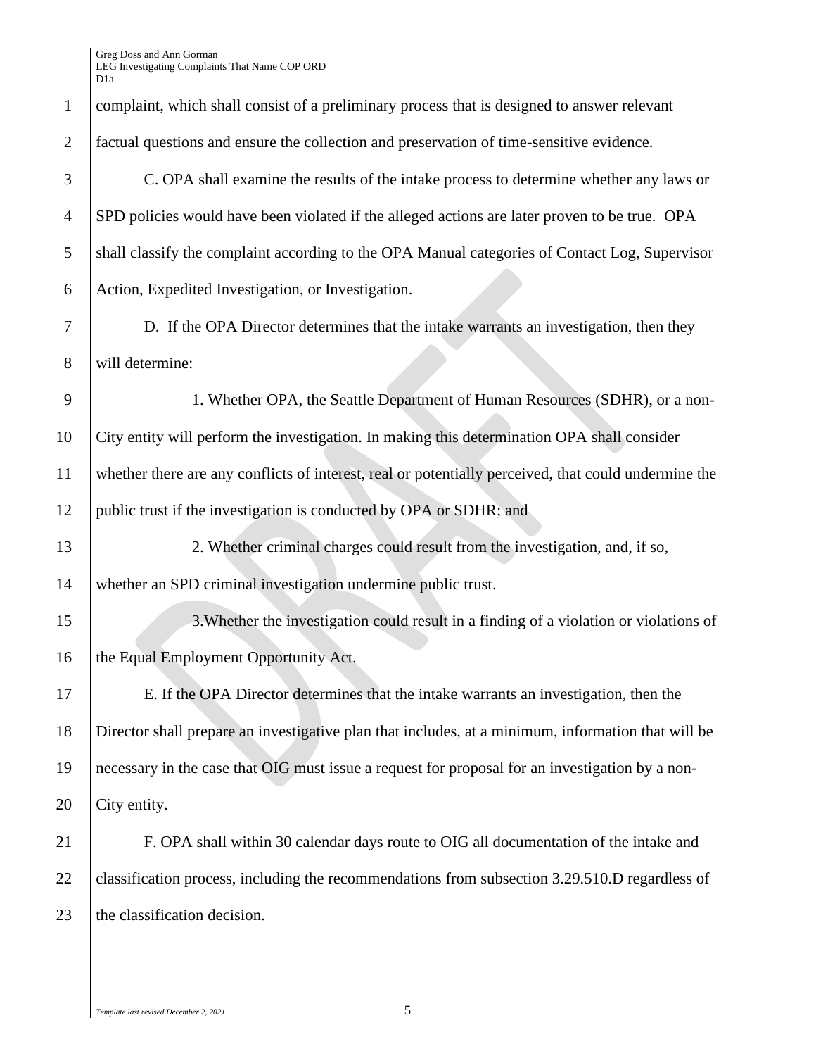complaint, which shall consist of a preliminary process that is designed to answer relevant factual questions and ensure the collection and preservation of time-sensitive evidence.

C. OPA shall examine the results of the intake process to determine whether any laws or SPD policies would have been violated if the alleged actions are later proven to be true. OPA shall classify the complaint according to the OPA Manual categories of Contact Log, Supervisor Action, Expedited Investigation, or Investigation.

D. If the OPA Director determines that the intake warrants an investigation, then they will determine:

1. Whether OPA, the Seattle Department of Human Resources (SDHR), or a non-City entity will perform the investigation. In making this determination OPA shall consider whether there are any conflicts of interest, real or potentially perceived, that could undermine the public trust if the investigation is conducted by OPA or SDHR; and

2. Whether criminal charges could result from the investigation, and, if so, whether an SPD criminal investigation undermine public trust.

3.Whether the investigation could result in a finding of a violation or violations of the Equal Employment Opportunity Act.

E. If the OPA Director determines that the intake warrants an investigation, then the Director shall prepare an investigative plan that includes, at a minimum, information that will be necessary in the case that OIG must issue a request for proposal for an investigation by a non-City entity.

F. OPA shall within 30 calendar days route to OIG all documentation of the intake and classification process, including the recommendations from subsection 3.29.510.D regardless of the classification decision.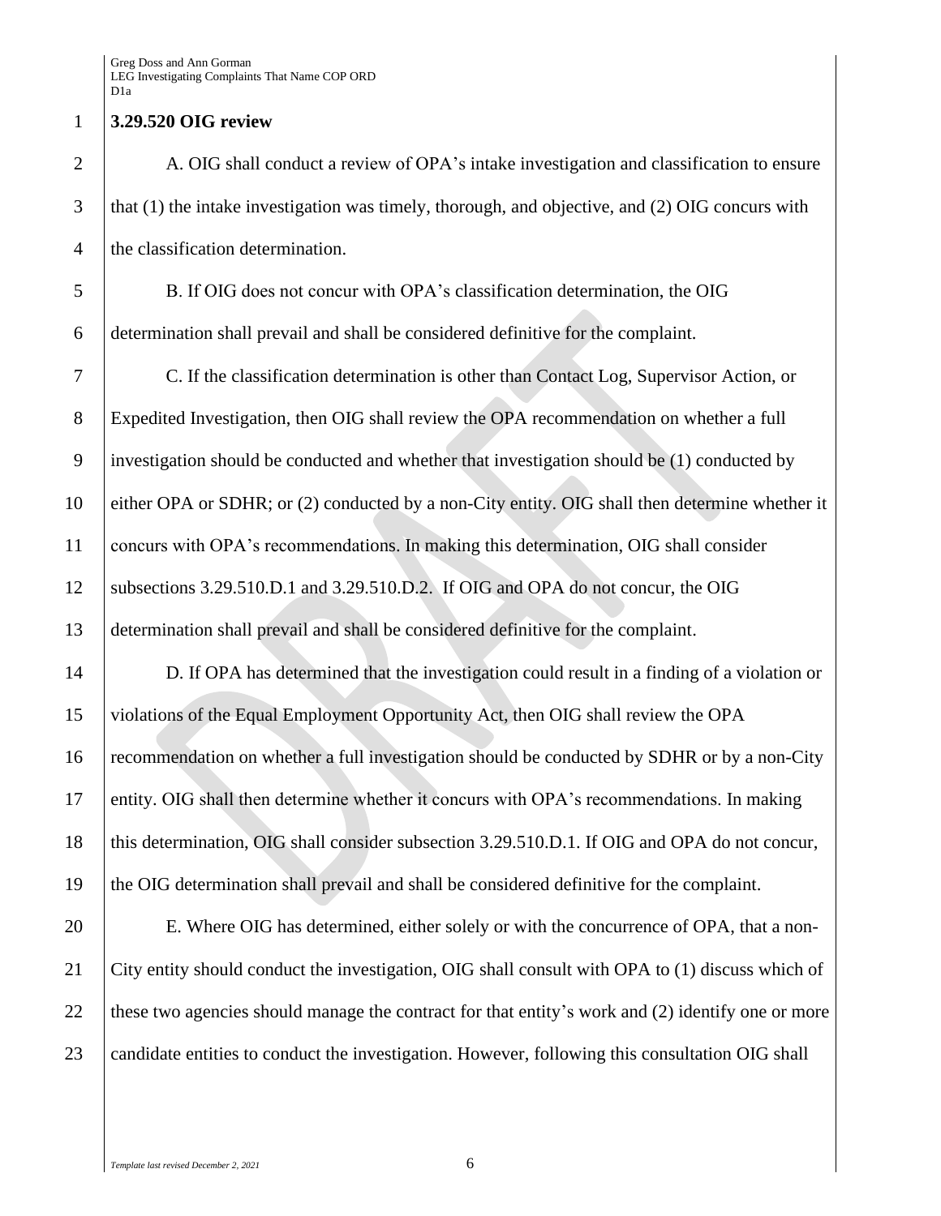**3.29.520 OIG review**

A. OIG shall conduct a review of OPA's intake investigation and classification to ensure that (1) the intake investigation was timely, thorough, and objective, and (2) OIG concurs with the classification determination.

B. If OIG does not concur with OPA's classification determination, the OIG determination shall prevail and shall be considered definitive for the complaint.

C. If the classification determination is other than Contact Log, Supervisor Action, or Expedited Investigation, then OIG shall review the OPA recommendation on whether a full investigation should be conducted and whether that investigation should be (1) conducted by either OPA or SDHR; or (2) conducted by a non-City entity. OIG shall then determine whether it concurs with OPA's recommendations. In making this determination, OIG shall consider subsections 3.29.510.D.1 and 3.29.510.D.2. If OIG and OPA do not concur, the OIG determination shall prevail and shall be considered definitive for the complaint.

D. If OPA has determined that the investigation could result in a finding of a violation or violations of the Equal Employment Opportunity Act, then OIG shall review the OPA recommendation on whether a full investigation should be conducted by SDHR or by a non-City entity. OIG shall then determine whether it concurs with OPA's recommendations. In making this determination, OIG shall consider subsection 3.29.510.D.1. If OIG and OPA do not concur, the OIG determination shall prevail and shall be considered definitive for the complaint.

E. Where OIG has determined, either solely or with the concurrence of OPA, that a non-City entity should conduct the investigation, OIG shall consult with OPA to (1) discuss which of these two agencies should manage the contract for that entity's work and (2) identify one or more candidate entities to conduct the investigation. However, following this consultation OIG shall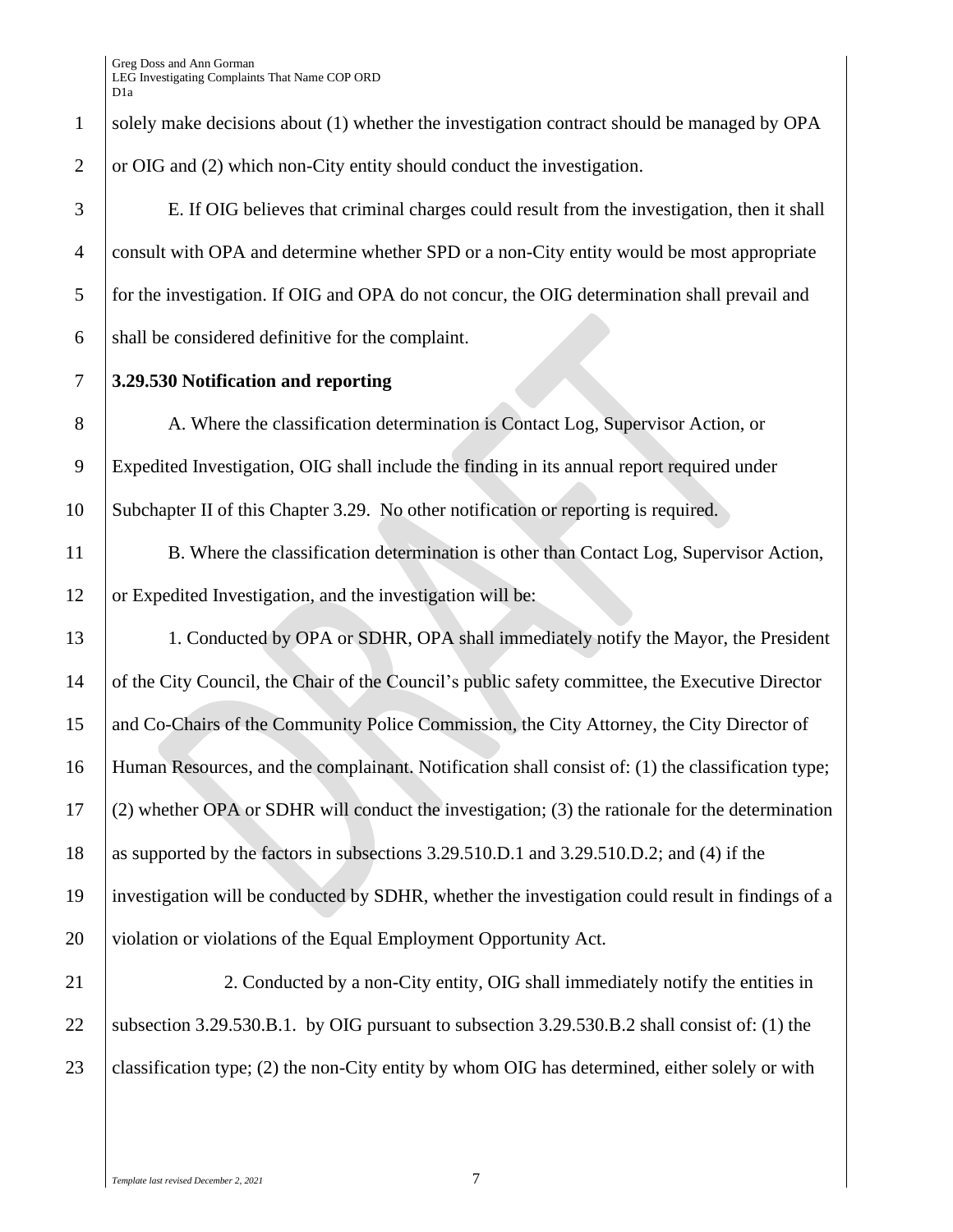solely make decisions about (1) whether the investigation contract should be managed by OPA or OIG and (2) which non-City entity should conduct the investigation.

E. If OIG believes that criminal charges could result from the investigation, then it shall consult with OPA and determine whether SPD or a non-City entity would be most appropriate for the investigation. If OIG and OPA do not concur, the OIG determination shall prevail and shall be considered definitive for the complaint.

**3.29.530 Notification and reporting**

A. Where the classification determination is Contact Log, Supervisor Action, or Expedited Investigation, OIG shall include the finding in its annual report required under Subchapter II of this Chapter 3.29. No other notification or reporting is required.

B. Where the classification determination is other than Contact Log, Supervisor Action, or Expedited Investigation, and the investigation will be:

1. Conducted by OPA or SDHR, OPA shall immediately notify the Mayor, the President of the City Council, the Chair of the Council's public safety committee, the Executive Director and Co-Chairs of the Community Police Commission, the City Attorney, the City Director of Human Resources, and the complainant. Notification shall consist of: (1) the classification type; (2) whether OPA or SDHR will conduct the investigation; (3) the rationale for the determination as supported by the factors in subsections 3.29.510.D.1 and 3.29.510.D.2; and (4) if the investigation will be conducted by SDHR, whether the investigation could result in findings of a violation or violations of the Equal Employment Opportunity Act.

2. Conducted by a non-City entity, OIG shall immediately notify the entities in subsection 3.29.530.B.1. by OIG pursuant to subsection 3.29.530.B.2 shall consist of: (1) the classification type; (2) the non-City entity by whom OIG has determined, either solely or with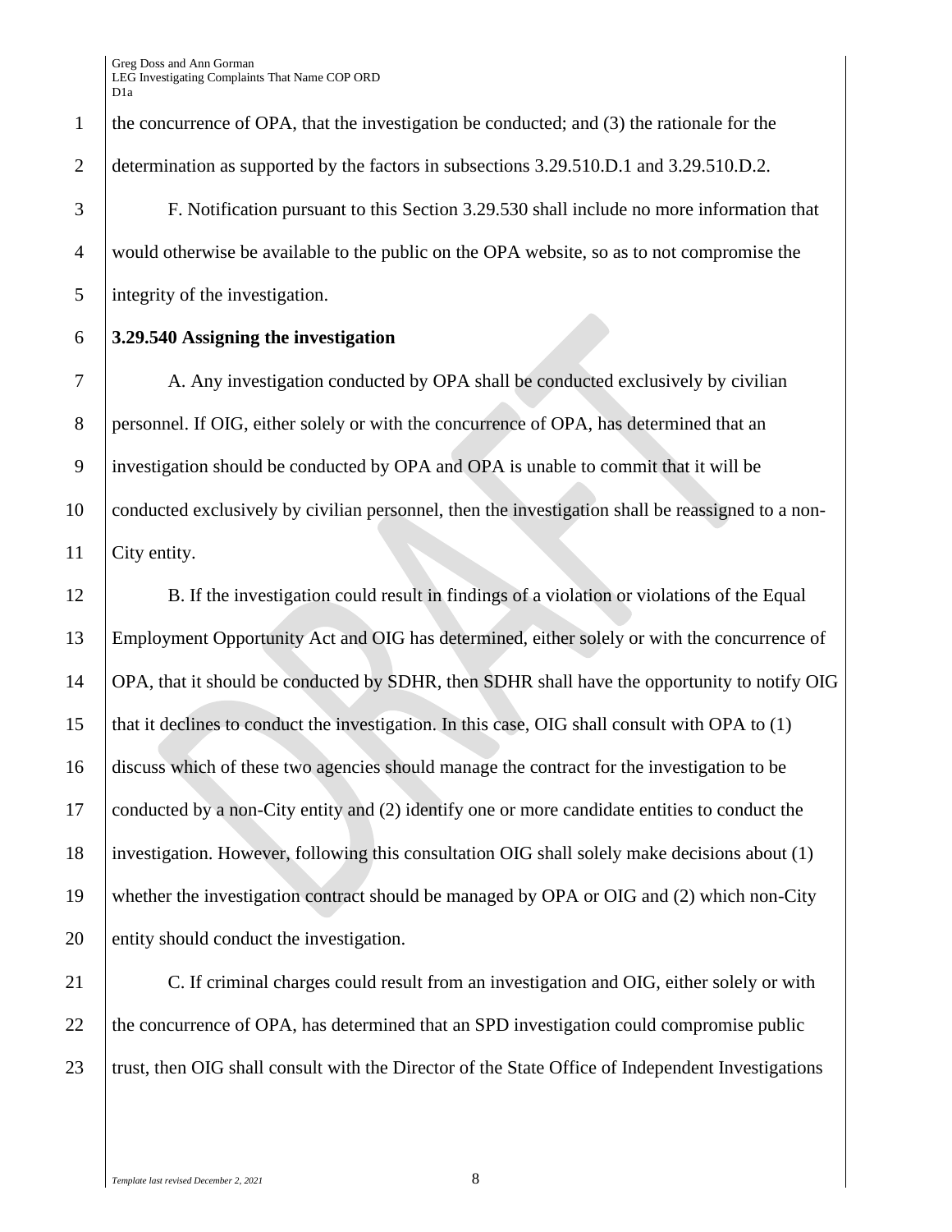the concurrence of OPA, that the investigation be conducted; and (3) the rationale for the determination as supported by the factors in subsections 3.29.510.D.1 and 3.29.510.D.2.

F. Notification pursuant to this Section 3.29.530 shall include no more information that would otherwise be available to the public on the OPA website, so as to not compromise the integrity of the investigation.

**3.29.540 Assigning the investigation**

A. Any investigation conducted by OPA shall be conducted exclusively by civilian personnel. If OIG, either solely or with the concurrence of OPA, has determined that an investigation should be conducted by OPA and OPA is unable to commit that it will be conducted exclusively by civilian personnel, then the investigation shall be reassigned to a non-City entity.

B. If the investigation could result in findings of a violation or violations of the Equal Employment Opportunity Act and OIG has determined, either solely or with the concurrence of OPA, that it should be conducted by SDHR, then SDHR shall have the opportunity to notify OIG that it declines to conduct the investigation. In this case, OIG shall consult with OPA to (1) discuss which of these two agencies should manage the contract for the investigation to be conducted by a non-City entity and (2) identify one or more candidate entities to conduct the investigation. However, following this consultation OIG shall solely make decisions about (1) whether the investigation contract should be managed by OPA or OIG and (2) which non-City entity should conduct the investigation.

C. If criminal charges could result from an investigation and OIG, either solely or with the concurrence of OPA, has determined that an SPD investigation could compromise public trust, then OIG shall consult with the Director of the State Office of Independent Investigations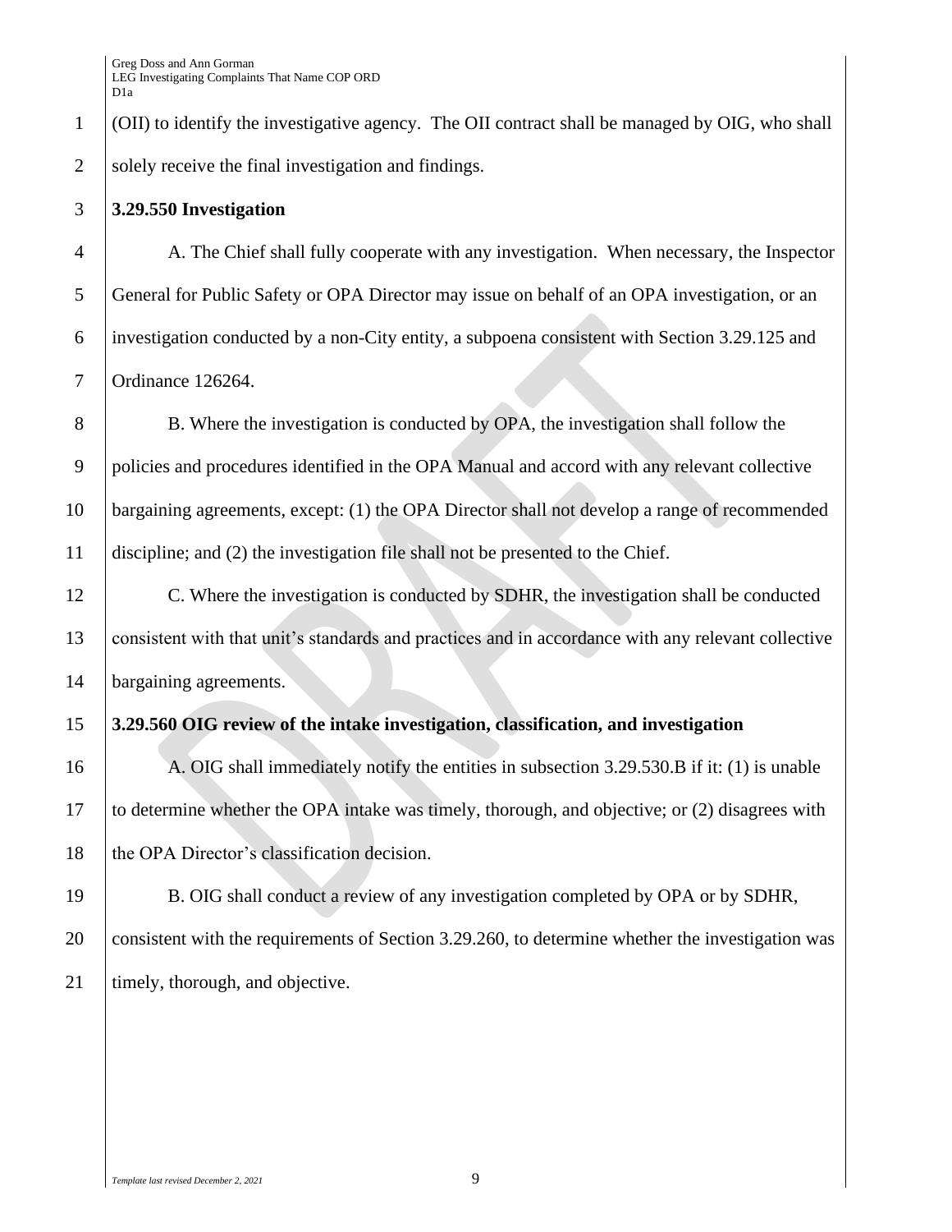(OII) to identify the investigative agency. The OII contract shall be managed by OIG, who shall solely receive the final investigation and findings.

**3.29.550 Investigation**

A. The Chief shall fully cooperate with any investigation. When necessary, the Inspector General for Public Safety or OPA Director may issue on behalf of an OPA investigation, or an investigation conducted by a non-City entity, a subpoena consistent with Section 3.29.125 and Ordinance 126264.

B. Where the investigation is conducted by OPA, the investigation shall follow the policies and procedures identified in the OPA Manual and accord with any relevant collective bargaining agreements, except: (1) the OPA Director shall not develop a range of recommended discipline; and (2) the investigation file shall not be presented to the Chief.

C. Where the investigation is conducted by SDHR, the investigation shall be conducted consistent with that unit's standards and practices and in accordance with any relevant collective bargaining agreements.

**3.29.560 OIG review of the intake investigation, classification, and investigation**

A. OIG shall immediately notify the entities in subsection 3.29.530.B if it: (1) is unable to determine whether the OPA intake was timely, thorough, and objective; or (2) disagrees with the OPA Director's classification decision.

B. OIG shall conduct a review of any investigation completed by OPA or by SDHR, consistent with the requirements of Section 3.29.260, to determine whether the investigation was timely, thorough, and objective.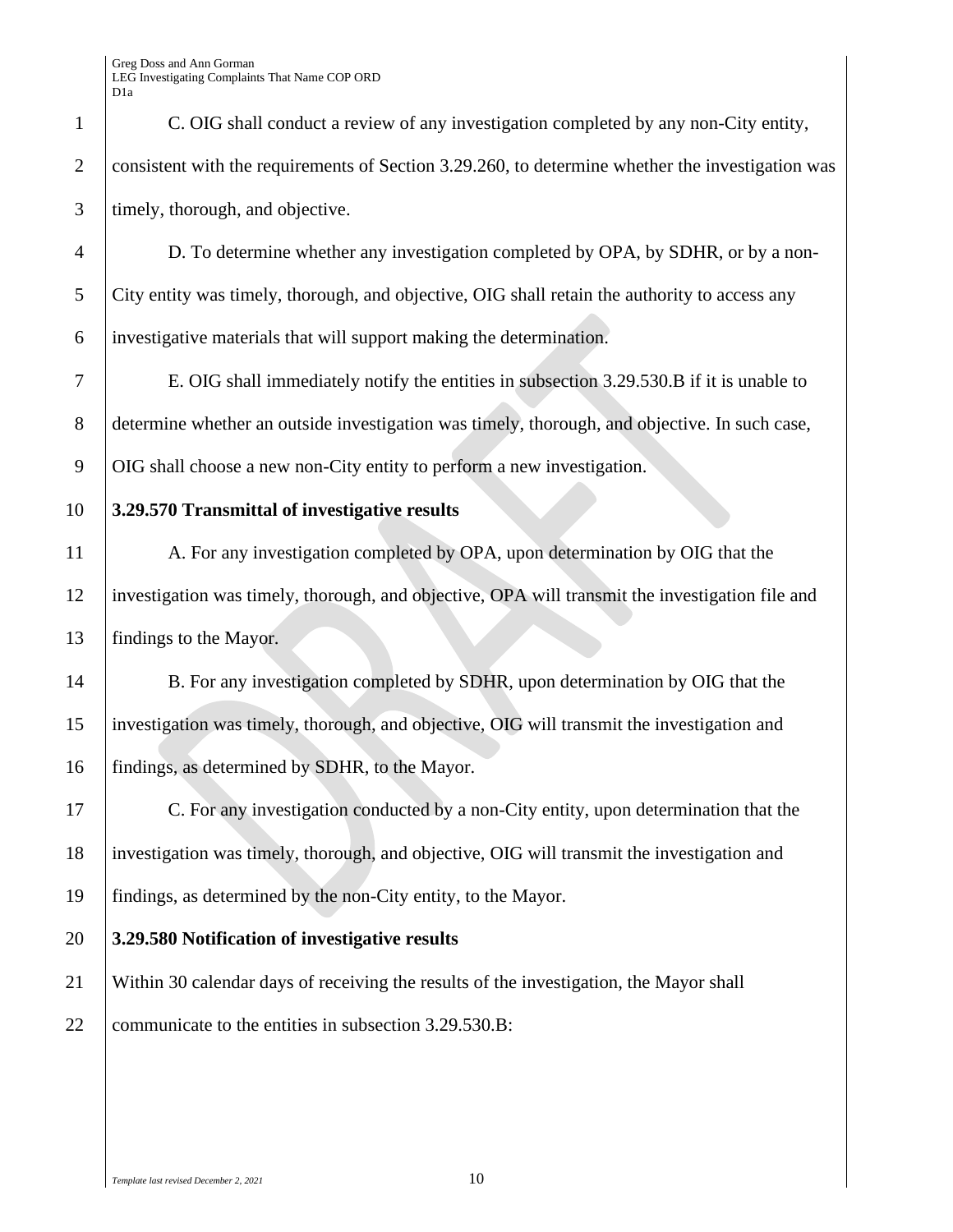C. OIG shall conduct a review of any investigation completed by any non-City entity, consistent with the requirements of Section 3.29.260, to determine whether the investigation was timely, thorough, and objective.

D. To determine whether any investigation completed by OPA, by SDHR, or by a non-City entity was timely, thorough, and objective, OIG shall retain the authority to access any investigative materials that will support making the determination.

E. OIG shall immediately notify the entities in subsection 3.29.530.B if it is unable to determine whether an outside investigation was timely, thorough, and objective. In such case, OIG shall choose a new non-City entity to perform a new investigation.

**3.29.570 Transmittal of investigative results**

A. For any investigation completed by OPA, upon determination by OIG that the investigation was timely, thorough, and objective, OPA will transmit the investigation file and findings to the Mayor.

B. For any investigation completed by SDHR, upon determination by OIG that the investigation was timely, thorough, and objective, OIG will transmit the investigation and findings, as determined by SDHR, to the Mayor.

C. For any investigation conducted by a non-City entity, upon determination that the investigation was timely, thorough, and objective, OIG will transmit the investigation and findings, as determined by the non-City entity, to the Mayor.

**3.29.580 Notification of investigative results**

Within 30 calendar days of receiving the results of the investigation, the Mayor shall communicate to the entities in subsection 3.29.530.B: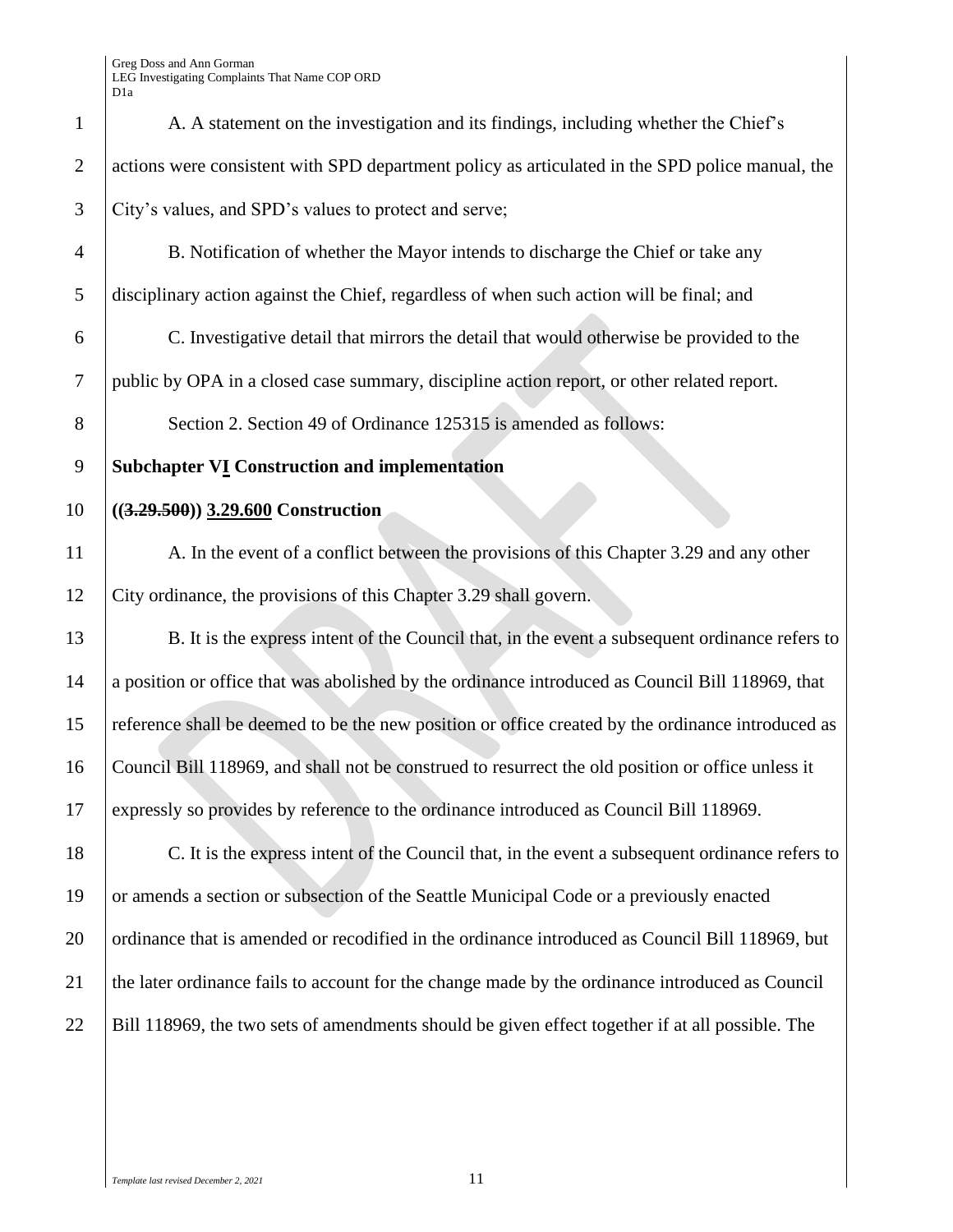A. A statement on the investigation and its findings, including whether the Chief's actions were consistent with SPD department policy as articulated in the SPD police manual, the City's values, and SPD's values to protect and serve;

B. Notification of whether the Mayor intends to discharge the Chief or take any disciplinary action against the Chief, regardless of when such action will be final; and

C. Investigative detail that mirrors the detail that would otherwise be provided to the public by OPA in a closed case summary, discipline action report, or other related report.

Section 2. Section 49 of Ordinance 125315 is amended as follows:

**Subchapter V<u>I</u> Construction and implementation**

**((~~3.29.500~~)) <u>3.29.600</u> Construction**

A. In the event of a conflict between the provisions of this Chapter 3.29 and any other City ordinance, the provisions of this Chapter 3.29 shall govern.

B. It is the express intent of the Council that, in the event a subsequent ordinance refers to a position or office that was abolished by the ordinance introduced as Council Bill 118969, that reference shall be deemed to be the new position or office created by the ordinance introduced as Council Bill 118969, and shall not be construed to resurrect the old position or office unless it expressly so provides by reference to the ordinance introduced as Council Bill 118969.

C. It is the express intent of the Council that, in the event a subsequent ordinance refers to or amends a section or subsection of the Seattle Municipal Code or a previously enacted ordinance that is amended or recodified in the ordinance introduced as Council Bill 118969, but the later ordinance fails to account for the change made by the ordinance introduced as Council Bill 118969, the two sets of amendments should be given effect together if at all possible. The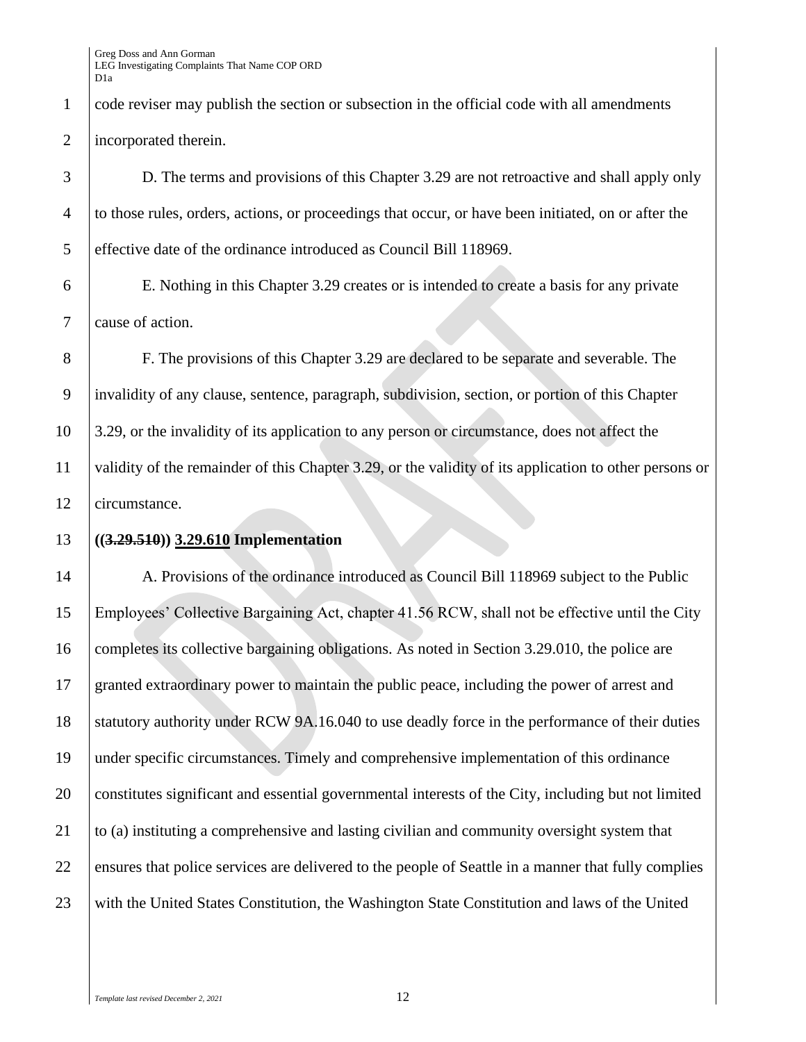code reviser may publish the section or subsection in the official code with all amendments incorporated therein.

D. The terms and provisions of this Chapter 3.29 are not retroactive and shall apply only to those rules, orders, actions, or proceedings that occur, or have been initiated, on or after the effective date of the ordinance introduced as Council Bill 118969.

E. Nothing in this Chapter 3.29 creates or is intended to create a basis for any private cause of action.

F. The provisions of this Chapter 3.29 are declared to be separate and severable. The invalidity of any clause, sentence, paragraph, subdivision, section, or portion of this Chapter 3.29, or the invalidity of its application to any person or circumstance, does not affect the validity of the remainder of this Chapter 3.29, or the validity of its application to other persons or circumstance.

**((~~3.29.510~~)) 3.29.610 Implementation**

A. Provisions of the ordinance introduced as Council Bill 118969 subject to the Public Employees' Collective Bargaining Act, chapter 41.56 RCW, shall not be effective until the City completes its collective bargaining obligations. As noted in Section 3.29.010, the police are granted extraordinary power to maintain the public peace, including the power of arrest and statutory authority under RCW 9A.16.040 to use deadly force in the performance of their duties under specific circumstances. Timely and comprehensive implementation of this ordinance constitutes significant and essential governmental interests of the City, including but not limited to (a) instituting a comprehensive and lasting civilian and community oversight system that ensures that police services are delivered to the people of Seattle in a manner that fully complies with the United States Constitution, the Washington State Constitution and laws of the United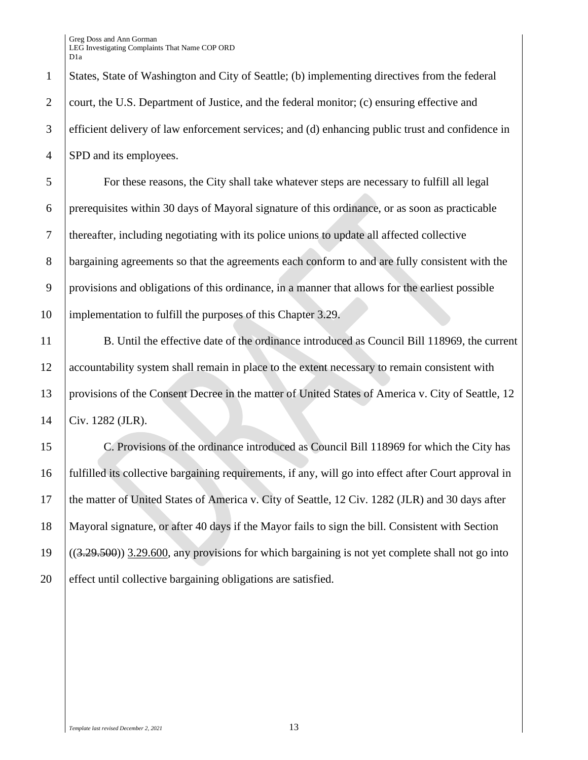States, State of Washington and City of Seattle; (b) implementing directives from the federal court, the U.S. Department of Justice, and the federal monitor; (c) ensuring effective and efficient delivery of law enforcement services; and (d) enhancing public trust and confidence in SPD and its employees.

For these reasons, the City shall take whatever steps are necessary to fulfill all legal prerequisites within 30 days of Mayoral signature of this ordinance, or as soon as practicable thereafter, including negotiating with its police unions to update all affected collective bargaining agreements so that the agreements each conform to and are fully consistent with the provisions and obligations of this ordinance, in a manner that allows for the earliest possible implementation to fulfill the purposes of this Chapter 3.29.

B. Until the effective date of the ordinance introduced as Council Bill 118969, the current accountability system shall remain in place to the extent necessary to remain consistent with provisions of the Consent Decree in the matter of United States of America v. City of Seattle, 12 Civ. 1282 (JLR).

C. Provisions of the ordinance introduced as Council Bill 118969 for which the City has fulfilled its collective bargaining requirements, if any, will go into effect after Court approval in the matter of United States of America v. City of Seattle, 12 Civ. 1282 (JLR) and 30 days after Mayoral signature, or after 40 days if the Mayor fails to sign the bill. Consistent with Section ((~~3.29.500~~)) 3.29.600, any provisions for which bargaining is not yet complete shall not go into effect until collective bargaining obligations are satisfied.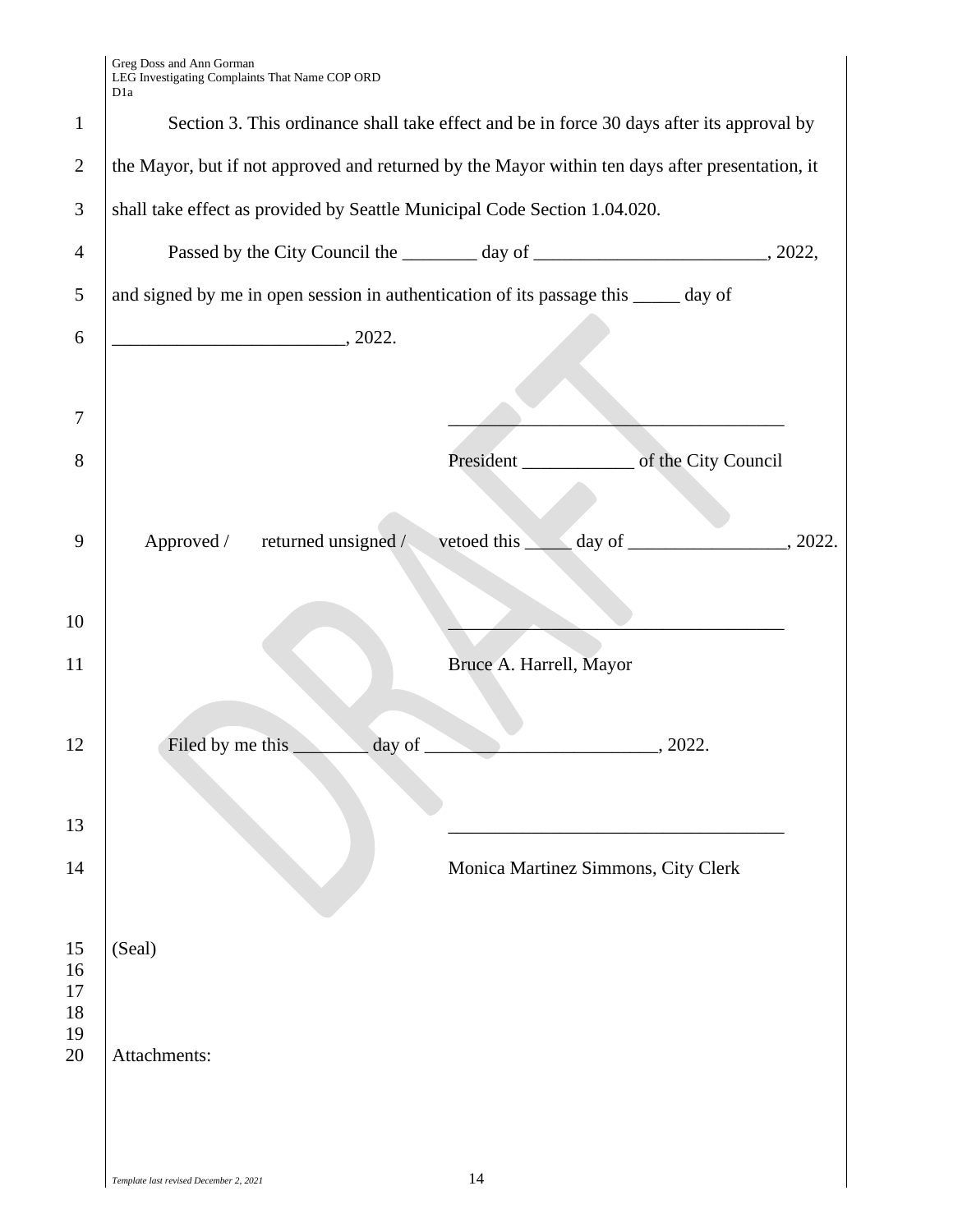Section 3. This ordinance shall take effect and be in force 30 days after its approval by the Mayor, but if not approved and returned by the Mayor within ten days after presentation, it shall take effect as provided by Seattle Municipal Code Section 1.04.020.

Passed by the City Council the ________ day of _________________________, 2022, and signed by me in open session in authentication of its passage this _____ day of _________________________, 2022.

____________________________________

President ____________ of the City Council

Approved / returned unsigned / vetoed this _____ day of _________________, 2022.

____________________________________

Bruce A. Harrell, Mayor

Filed by me this ________ day of _________________________, 2022.

____________________________________

Monica Martinez Simmons, City Clerk

(Seal)

Attachments: